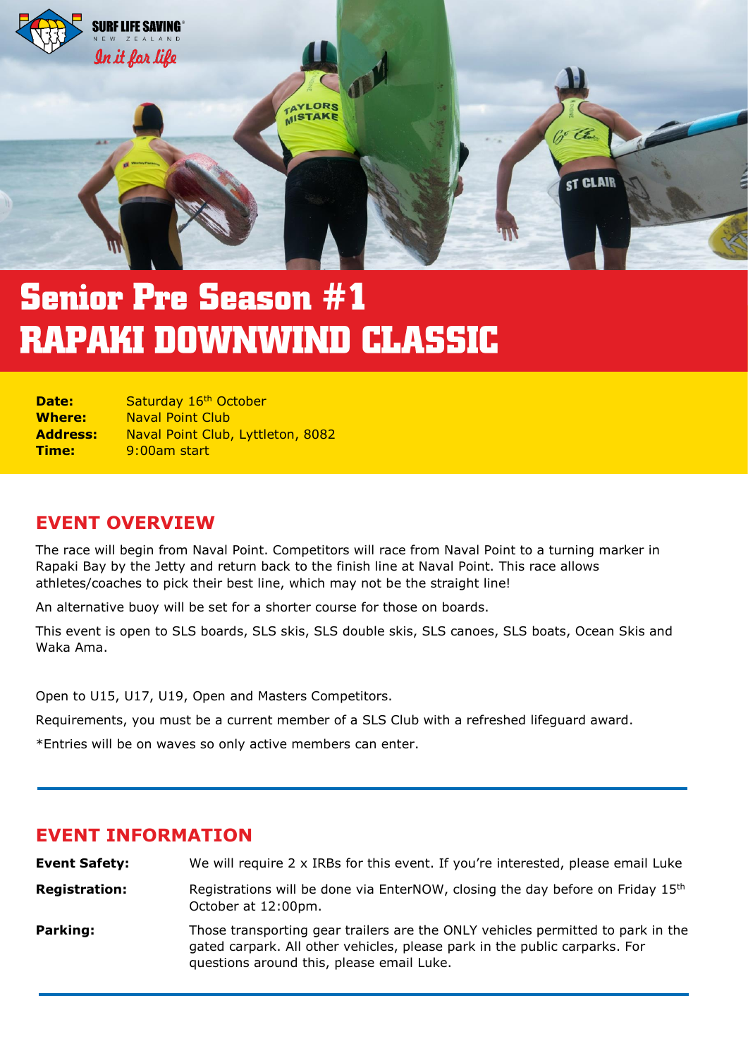# Senior Pre Season #1
# RAPAKI DOWNWIND CLASSIC

| | |
|---|---|
| **Date:** | Saturday 16th October |
| **Where:** | Naval Point Club |
| **Address:** | Naval Point Club, Lyttleton, 8082 |
| **Time:** | 9:00am start |

## EVENT OVERVIEW

The race will begin from Naval Point. Competitors will race from Naval Point to a turning marker in Rapaki Bay by the Jetty and return back to the finish line at Naval Point. This race allows athletes/coaches to pick their best line, which may not be the straight line!

An alternative buoy will be set for a shorter course for those on boards.

This event is open to SLS boards, SLS skis, SLS double skis, SLS canoes, SLS boats, Ocean Skis and Waka Ama.

Open to U15, U17, U19, Open and Masters Competitors.

Requirements, you must be a current member of a SLS Club with a refreshed lifeguard award.

*Entries will be on waves so only active members can enter.

## EVENT INFORMATION

| | |
|---|---|
| **Event Safety:** | We will require 2 x IRBs for this event. If you're interested, please email Luke |
| **Registration:** | Registrations will be done via EnterNOW, closing the day before on Friday 15th October at 12:00pm. |
| **Parking:** | Those transporting gear trailers are the ONLY vehicles permitted to park in the gated carpark. All other vehicles, please park in the public carparks. For questions around this, please email Luke. |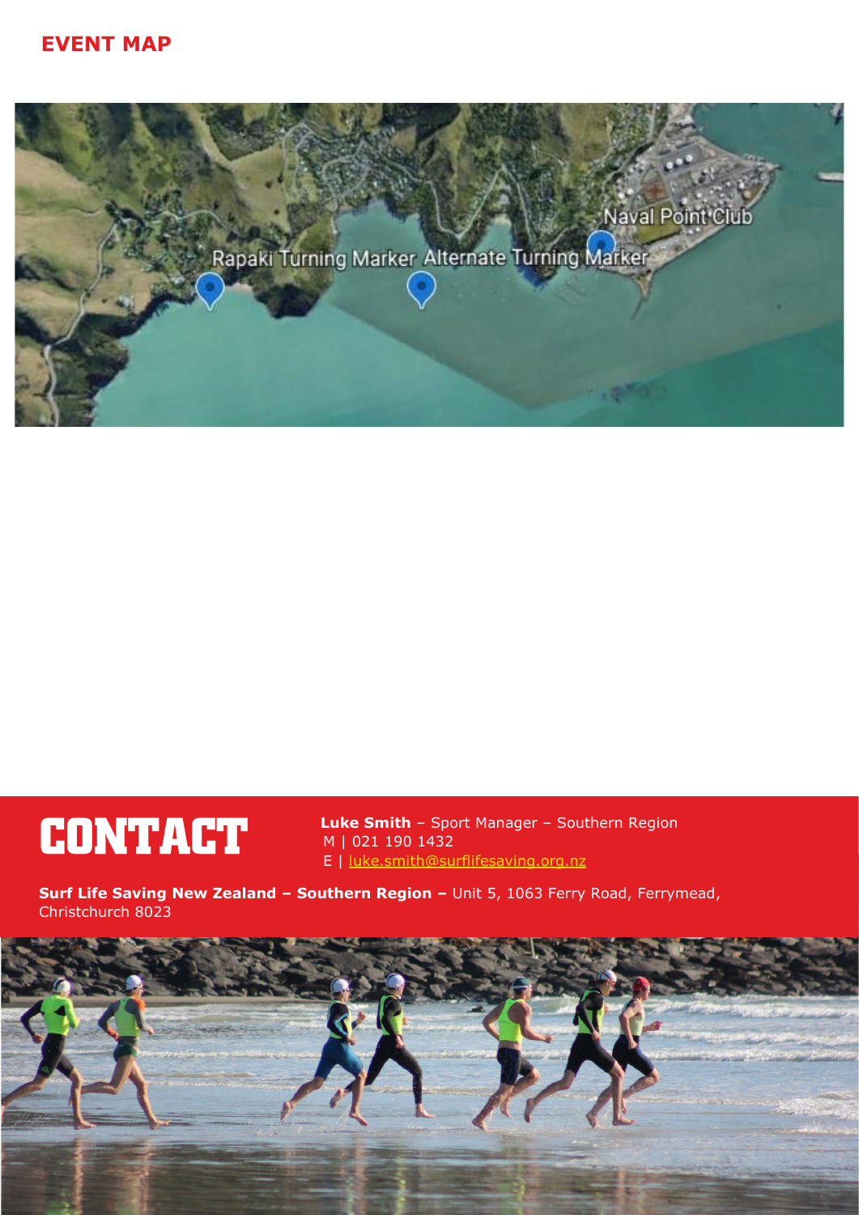## EVENT MAP

Rapaki Turning Marker
Alternate Turning Marker
Naval Point Club

# CONTACT

**Luke Smith** – Sport Manager – Southern Region
M | 021 190 1432
E | luke.smith@surflifesaving.org.nz

**Surf Life Saving New Zealand – Southern Region –** Unit 5, 1063 Ferry Road, Ferrymead, Christchurch 8023